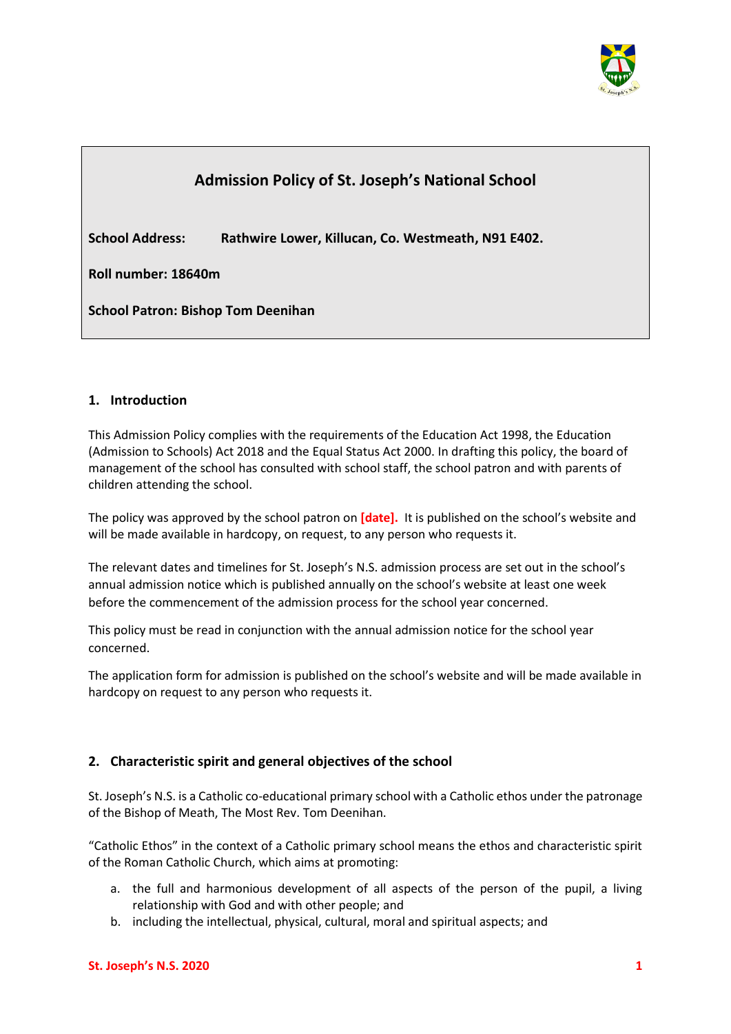# Admission Policy of St. Joseph's National School

**School Address:** **Rathwire Lower, Killucan, Co. Westmeath, N91 E402.**

**Roll number: 18640m**

**School Patron: Bishop Tom Deenihan**

## 1. Introduction

This Admission Policy complies with the requirements of the Education Act 1998, the Education (Admission to Schools) Act 2018 and the Equal Status Act 2000. In drafting this policy, the board of management of the school has consulted with school staff, the school patron and with parents of children attending the school.

The policy was approved by the school patron on **[date].** It is published on the school's website and will be made available in hardcopy, on request, to any person who requests it.

The relevant dates and timelines for St. Joseph's N.S. admission process are set out in the school's annual admission notice which is published annually on the school's website at least one week before the commencement of the admission process for the school year concerned.

This policy must be read in conjunction with the annual admission notice for the school year concerned.

The application form for admission is published on the school's website and will be made available in hardcopy on request to any person who requests it.

## 2. Characteristic spirit and general objectives of the school

St. Joseph's N.S. is a Catholic co-educational primary school with a Catholic ethos under the patronage of the Bishop of Meath, The Most Rev. Tom Deenihan.

"Catholic Ethos" in the context of a Catholic primary school means the ethos and characteristic spirit of the Roman Catholic Church, which aims at promoting:

a. the full and harmonious development of all aspects of the person of the pupil, a living relationship with God and with other people; and
b. including the intellectual, physical, cultural, moral and spiritual aspects; and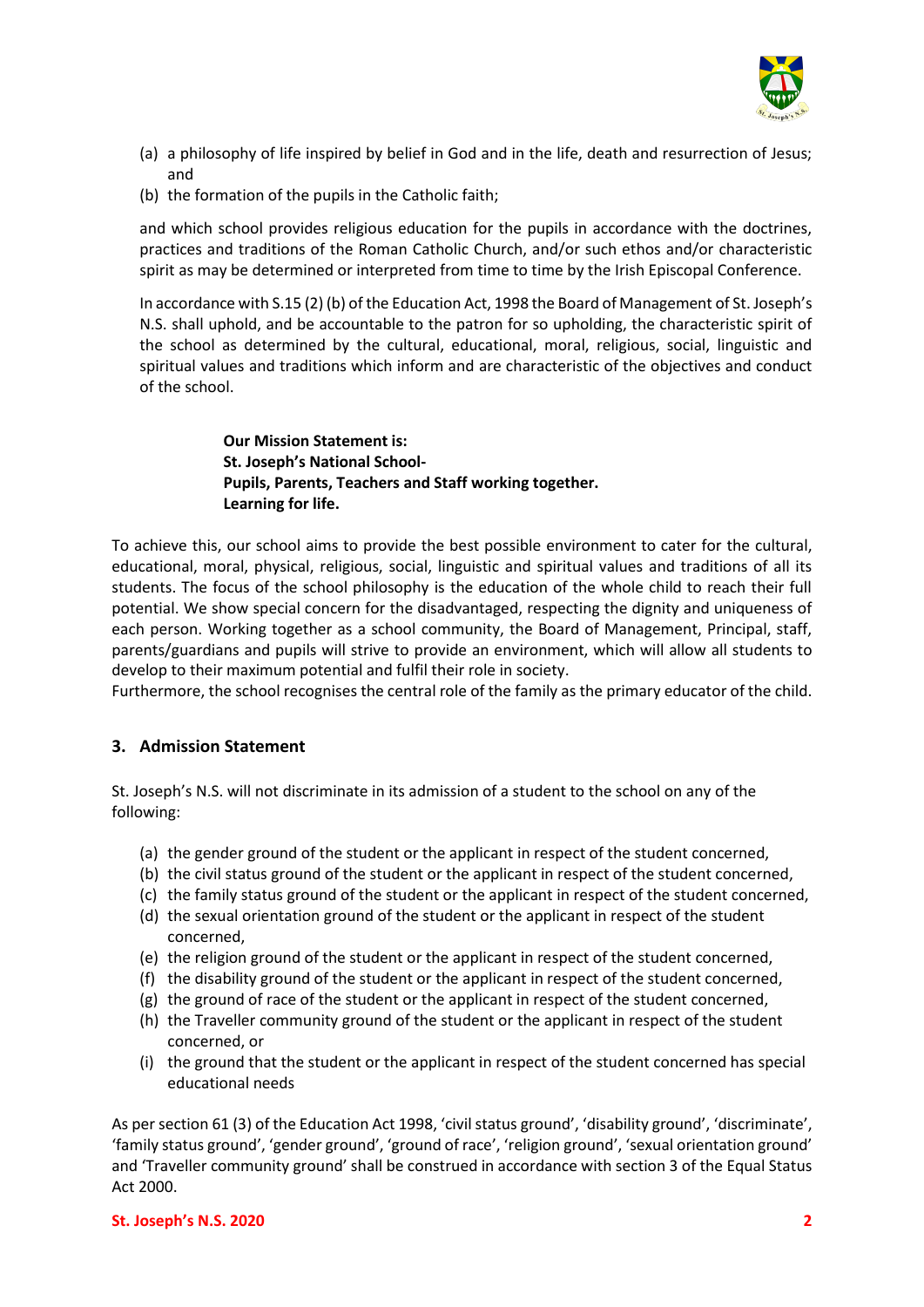(a) a philosophy of life inspired by belief in God and in the life, death and resurrection of Jesus; and
(b) the formation of the pupils in the Catholic faith;

and which school provides religious education for the pupils in accordance with the doctrines, practices and traditions of the Roman Catholic Church, and/or such ethos and/or characteristic spirit as may be determined or interpreted from time to time by the Irish Episcopal Conference.

In accordance with S.15 (2) (b) of the Education Act, 1998 the Board of Management of St. Joseph's N.S. shall uphold, and be accountable to the patron for so upholding, the characteristic spirit of the school as determined by the cultural, educational, moral, religious, social, linguistic and spiritual values and traditions which inform and are characteristic of the objectives and conduct of the school.

**Our Mission Statement is:**
**St. Joseph's National School-**
**Pupils, Parents, Teachers and Staff working together.**
**Learning for life.**

To achieve this, our school aims to provide the best possible environment to cater for the cultural, educational, moral, physical, religious, social, linguistic and spiritual values and traditions of all its students. The focus of the school philosophy is the education of the whole child to reach their full potential. We show special concern for the disadvantaged, respecting the dignity and uniqueness of each person. Working together as a school community, the Board of Management, Principal, staff, parents/guardians and pupils will strive to provide an environment, which will allow all students to develop to their maximum potential and fulfil their role in society.
Furthermore, the school recognises the central role of the family as the primary educator of the child.

## 3. Admission Statement

St. Joseph's N.S. will not discriminate in its admission of a student to the school on any of the following:

(a) the gender ground of the student or the applicant in respect of the student concerned,
(b) the civil status ground of the student or the applicant in respect of the student concerned,
(c) the family status ground of the student or the applicant in respect of the student concerned,
(d) the sexual orientation ground of the student or the applicant in respect of the student concerned,
(e) the religion ground of the student or the applicant in respect of the student concerned,
(f) the disability ground of the student or the applicant in respect of the student concerned,
(g) the ground of race of the student or the applicant in respect of the student concerned,
(h) the Traveller community ground of the student or the applicant in respect of the student concerned, or
(i) the ground that the student or the applicant in respect of the student concerned has special educational needs

As per section 61 (3) of the Education Act 1998, 'civil status ground', 'disability ground', 'discriminate', 'family status ground', 'gender ground', 'ground of race', 'religion ground', 'sexual orientation ground' and 'Traveller community ground' shall be construed in accordance with section 3 of the Equal Status Act 2000.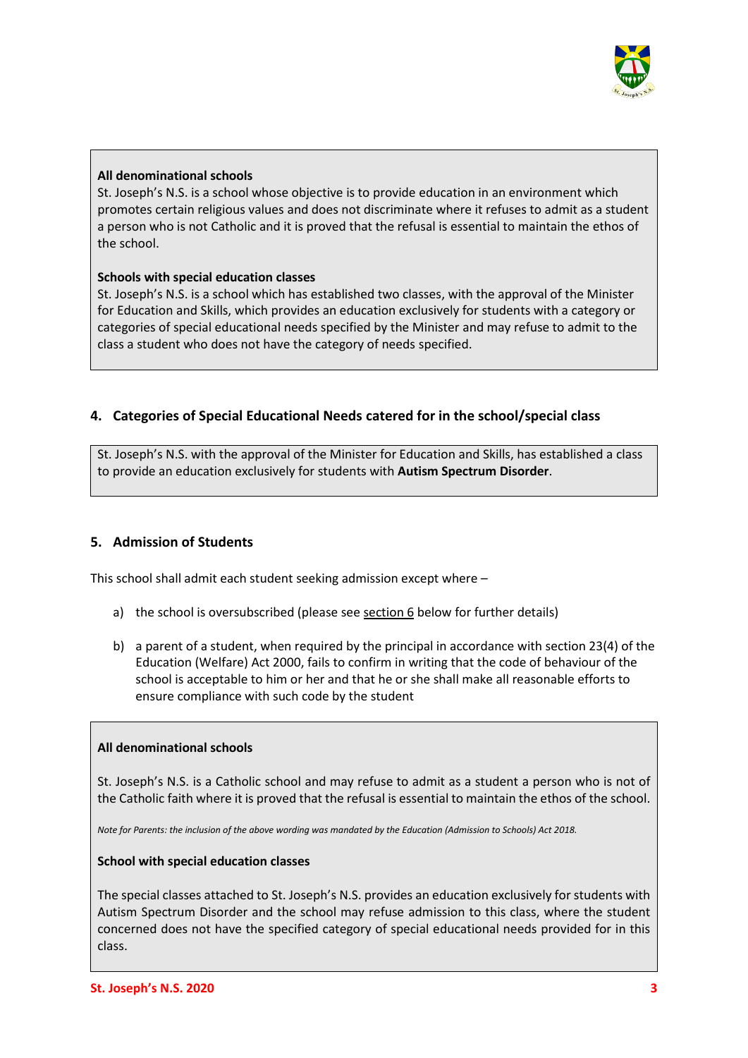**All denominational schools**

St. Joseph's N.S. is a school whose objective is to provide education in an environment which promotes certain religious values and does not discriminate where it refuses to admit as a student a person who is not Catholic and it is proved that the refusal is essential to maintain the ethos of the school.

**Schools with special education classes**

St. Joseph's N.S. is a school which has established two classes, with the approval of the Minister for Education and Skills, which provides an education exclusively for students with a category or categories of special educational needs specified by the Minister and may refuse to admit to the class a student who does not have the category of needs specified.

## 4. Categories of Special Educational Needs catered for in the school/special class

St. Joseph's N.S. with the approval of the Minister for Education and Skills, has established a class to provide an education exclusively for students with **Autism Spectrum Disorder**.

## 5. Admission of Students

This school shall admit each student seeking admission except where –

a) the school is oversubscribed (please see section 6 below for further details)

b) a parent of a student, when required by the principal in accordance with section 23(4) of the Education (Welfare) Act 2000, fails to confirm in writing that the code of behaviour of the school is acceptable to him or her and that he or she shall make all reasonable efforts to ensure compliance with such code by the student

**All denominational schools**

St. Joseph's N.S. is a Catholic school and may refuse to admit as a student a person who is not of the Catholic faith where it is proved that the refusal is essential to maintain the ethos of the school.

*Note for Parents: the inclusion of the above wording was mandated by the Education (Admission to Schools) Act 2018.*

**School with special education classes**

The special classes attached to St. Joseph's N.S. provides an education exclusively for students with Autism Spectrum Disorder and the school may refuse admission to this class, where the student concerned does not have the specified category of special educational needs provided for in this class.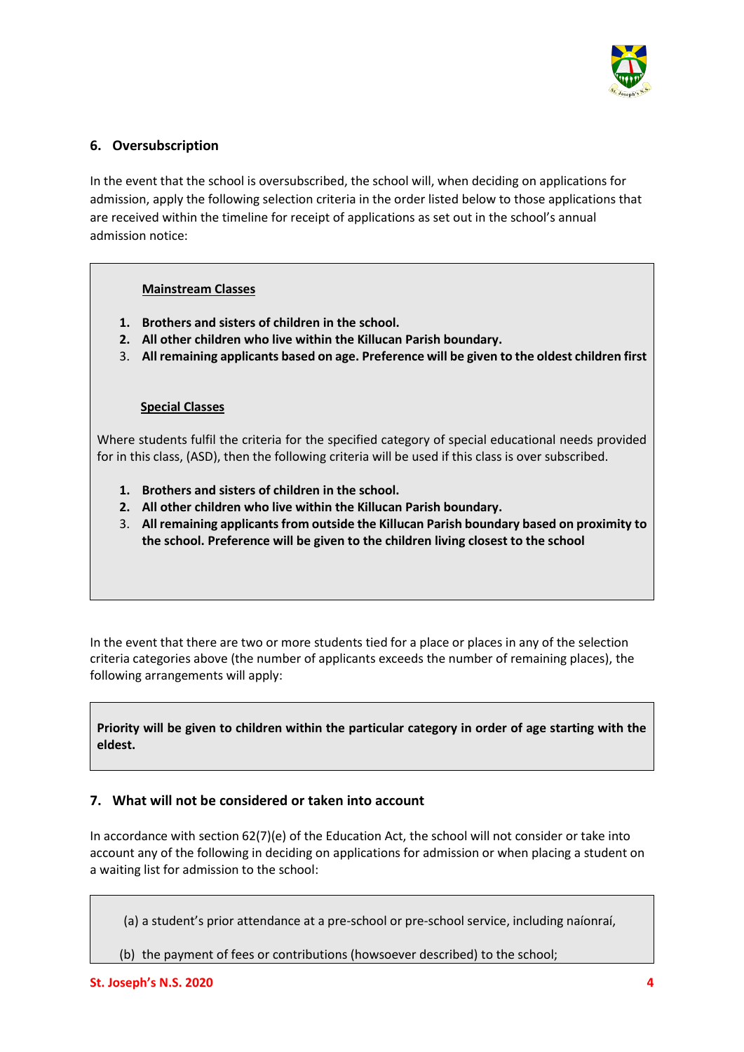## 6. Oversubscription

In the event that the school is oversubscribed, the school will, when deciding on applications for admission, apply the following selection criteria in the order listed below to those applications that are received within the timeline for receipt of applications as set out in the school's annual admission notice:

**Mainstream Classes**

1. **Brothers and sisters of children in the school.**
2. **All other children who live within the Killucan Parish boundary.**
3. **All remaining applicants based on age. Preference will be given to the oldest children first**

**Special Classes**

Where students fulfil the criteria for the specified category of special educational needs provided for in this class, (ASD), then the following criteria will be used if this class is over subscribed.

1. **Brothers and sisters of children in the school.**
2. **All other children who live within the Killucan Parish boundary.**
3. **All remaining applicants from outside the Killucan Parish boundary based on proximity to the school. Preference will be given to the children living closest to the school**

In the event that there are two or more students tied for a place or places in any of the selection criteria categories above (the number of applicants exceeds the number of remaining places), the following arrangements will apply:

**Priority will be given to children within the particular category in order of age starting with the eldest.**

## 7. What will not be considered or taken into account

In accordance with section 62(7)(e) of the Education Act, the school will not consider or take into account any of the following in deciding on applications for admission or when placing a student on a waiting list for admission to the school:

(a) a student's prior attendance at a pre-school or pre-school service, including naíonraí,

(b) the payment of fees or contributions (howsoever described) to the school;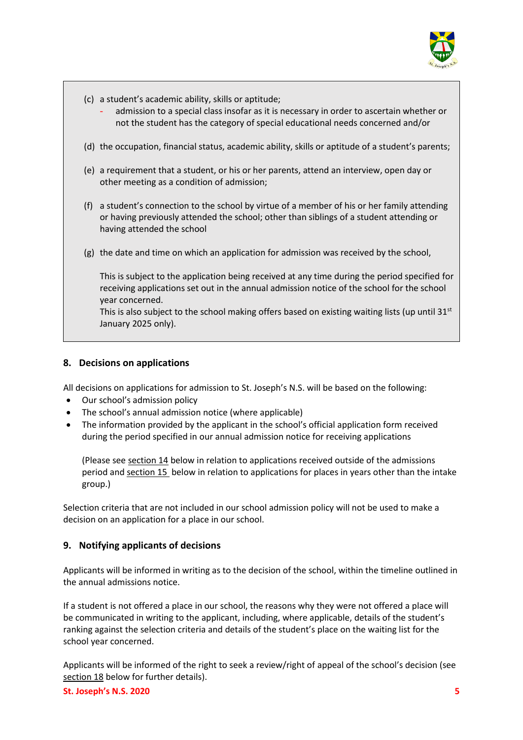(c) a student's academic ability, skills or aptitude;
- admission to a special class insofar as it is necessary in order to ascertain whether or not the student has the category of special educational needs concerned and/or

(d) the occupation, financial status, academic ability, skills or aptitude of a student's parents;

(e) a requirement that a student, or his or her parents, attend an interview, open day or other meeting as a condition of admission;

(f) a student's connection to the school by virtue of a member of his or her family attending or having previously attended the school; other than siblings of a student attending or having attended the school

(g) the date and time on which an application for admission was received by the school,

This is subject to the application being received at any time during the period specified for receiving applications set out in the annual admission notice of the school for the school year concerned.
This is also subject to the school making offers based on existing waiting lists (up until 31st January 2025 only).

## 8. Decisions on applications

All decisions on applications for admission to St. Joseph's N.S. will be based on the following:

- Our school's admission policy
- The school's annual admission notice (where applicable)
- The information provided by the applicant in the school's official application form received during the period specified in our annual admission notice for receiving applications

  (Please see section 14 below in relation to applications received outside of the admissions period and section 15 below in relation to applications for places in years other than the intake group.)

Selection criteria that are not included in our school admission policy will not be used to make a decision on an application for a place in our school.

## 9. Notifying applicants of decisions

Applicants will be informed in writing as to the decision of the school, within the timeline outlined in the annual admissions notice.

If a student is not offered a place in our school, the reasons why they were not offered a place will be communicated in writing to the applicant, including, where applicable, details of the student's ranking against the selection criteria and details of the student's place on the waiting list for the school year concerned.

Applicants will be informed of the right to seek a review/right of appeal of the school's decision (see section 18 below for further details).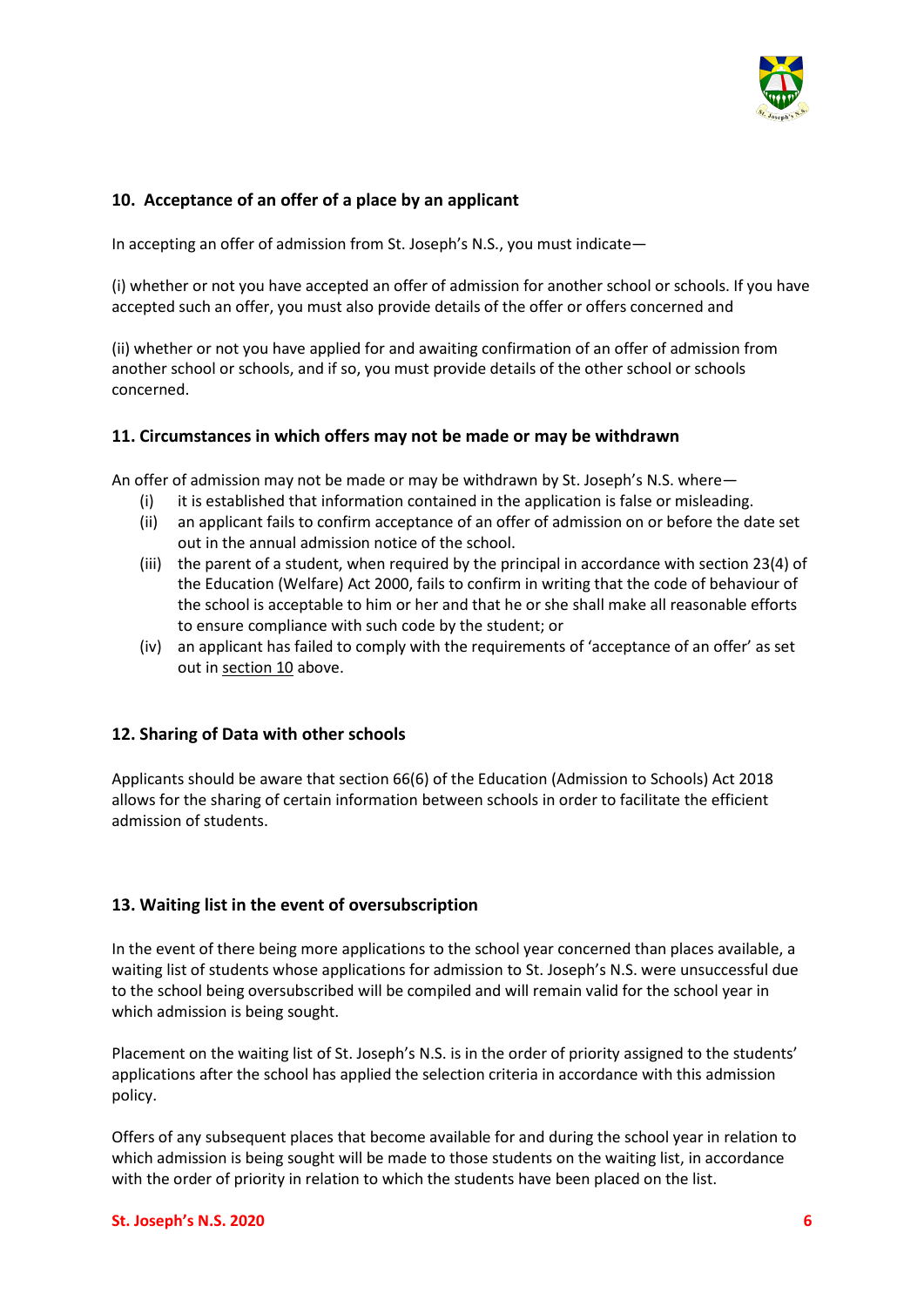## 10. Acceptance of an offer of a place by an applicant

In accepting an offer of admission from St. Joseph's N.S., you must indicate—

(i) whether or not you have accepted an offer of admission for another school or schools. If you have accepted such an offer, you must also provide details of the offer or offers concerned and

(ii) whether or not you have applied for and awaiting confirmation of an offer of admission from another school or schools, and if so, you must provide details of the other school or schools concerned.

## 11. Circumstances in which offers may not be made or may be withdrawn

An offer of admission may not be made or may be withdrawn by St. Joseph's N.S. where—

- (i) it is established that information contained in the application is false or misleading.
- (ii) an applicant fails to confirm acceptance of an offer of admission on or before the date set out in the annual admission notice of the school.
- (iii) the parent of a student, when required by the principal in accordance with section 23(4) of the Education (Welfare) Act 2000, fails to confirm in writing that the code of behaviour of the school is acceptable to him or her and that he or she shall make all reasonable efforts to ensure compliance with such code by the student; or
- (iv) an applicant has failed to comply with the requirements of 'acceptance of an offer' as set out in section 10 above.

## 12. Sharing of Data with other schools

Applicants should be aware that section 66(6) of the Education (Admission to Schools) Act 2018 allows for the sharing of certain information between schools in order to facilitate the efficient admission of students.

## 13. Waiting list in the event of oversubscription

In the event of there being more applications to the school year concerned than places available, a waiting list of students whose applications for admission to St. Joseph's N.S. were unsuccessful due to the school being oversubscribed will be compiled and will remain valid for the school year in which admission is being sought.

Placement on the waiting list of St. Joseph's N.S. is in the order of priority assigned to the students' applications after the school has applied the selection criteria in accordance with this admission policy.

Offers of any subsequent places that become available for and during the school year in relation to which admission is being sought will be made to those students on the waiting list, in accordance with the order of priority in relation to which the students have been placed on the list.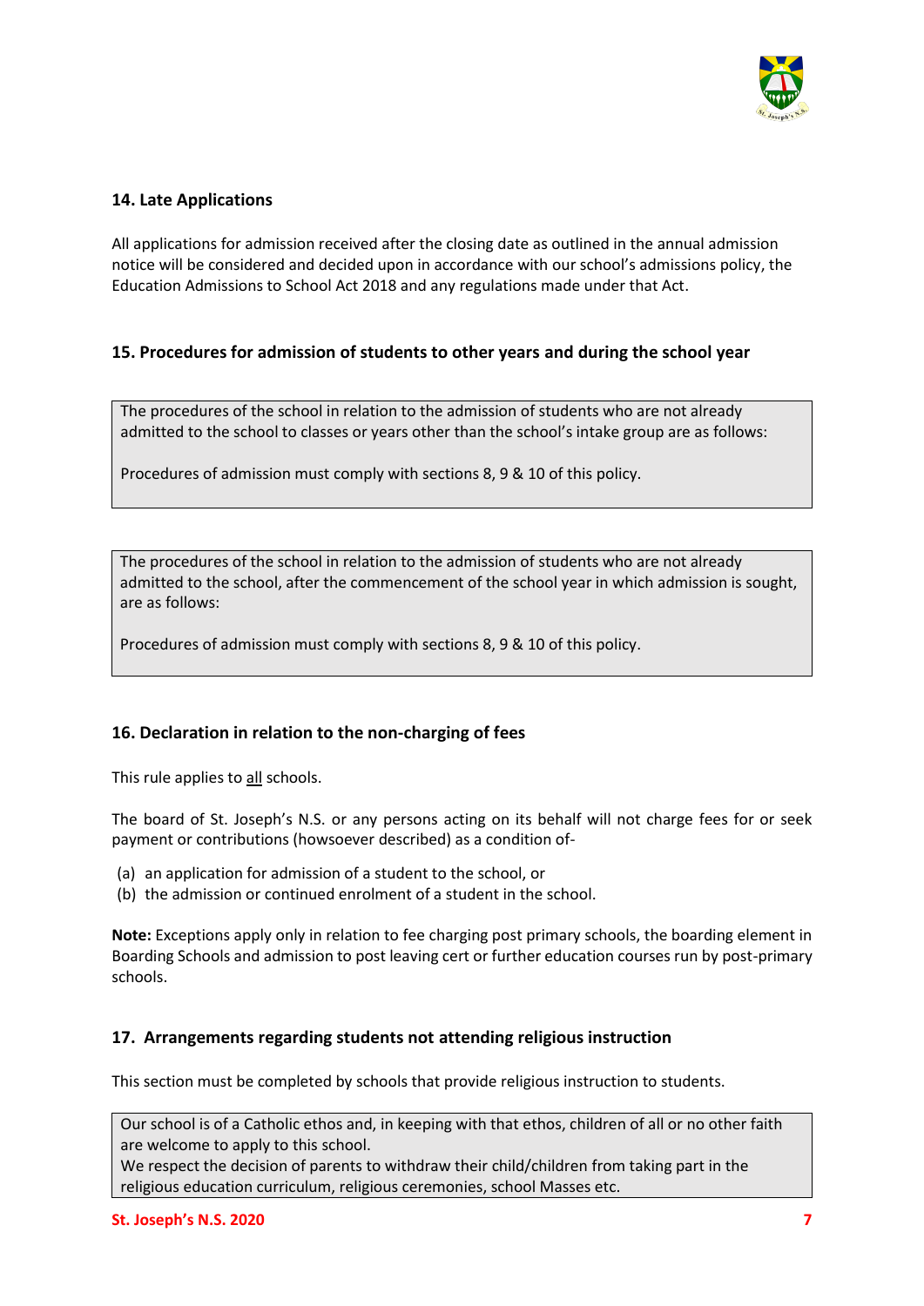## 14. Late Applications

All applications for admission received after the closing date as outlined in the annual admission notice will be considered and decided upon in accordance with our school's admissions policy, the Education Admissions to School Act 2018 and any regulations made under that Act.

## 15. Procedures for admission of students to other years and during the school year

The procedures of the school in relation to the admission of students who are not already admitted to the school to classes or years other than the school's intake group are as follows:

Procedures of admission must comply with sections 8, 9 & 10 of this policy.

The procedures of the school in relation to the admission of students who are not already admitted to the school, after the commencement of the school year in which admission is sought, are as follows:

Procedures of admission must comply with sections 8, 9 & 10 of this policy.

## 16. Declaration in relation to the non-charging of fees

This rule applies to all schools.

The board of St. Joseph's N.S. or any persons acting on its behalf will not charge fees for or seek payment or contributions (howsoever described) as a condition of-

(a) an application for admission of a student to the school, or
(b) the admission or continued enrolment of a student in the school.

**Note:** Exceptions apply only in relation to fee charging post primary schools, the boarding element in Boarding Schools and admission to post leaving cert or further education courses run by post-primary schools.

## 17. Arrangements regarding students not attending religious instruction

This section must be completed by schools that provide religious instruction to students.

Our school is of a Catholic ethos and, in keeping with that ethos, children of all or no other faith are welcome to apply to this school.
We respect the decision of parents to withdraw their child/children from taking part in the religious education curriculum, religious ceremonies, school Masses etc.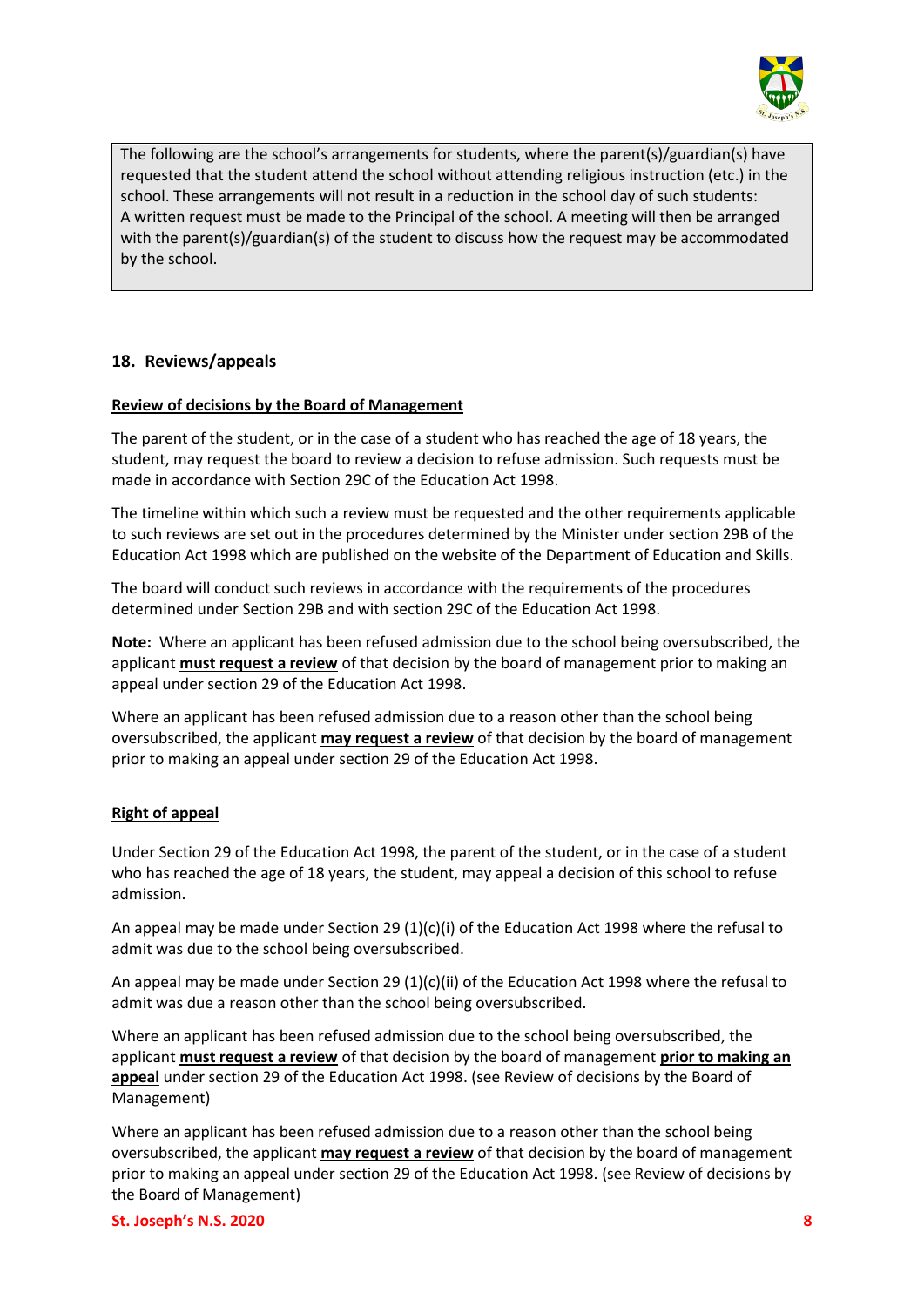The following are the school's arrangements for students, where the parent(s)/guardian(s) have requested that the student attend the school without attending religious instruction (etc.) in the school. These arrangements will not result in a reduction in the school day of such students:
A written request must be made to the Principal of the school. A meeting will then be arranged with the parent(s)/guardian(s) of the student to discuss how the request may be accommodated by the school.

## 18. Reviews/appeals

**Review of decisions by the Board of Management**

The parent of the student, or in the case of a student who has reached the age of 18 years, the student, may request the board to review a decision to refuse admission. Such requests must be made in accordance with Section 29C of the Education Act 1998.

The timeline within which such a review must be requested and the other requirements applicable to such reviews are set out in the procedures determined by the Minister under section 29B of the Education Act 1998 which are published on the website of the Department of Education and Skills.

The board will conduct such reviews in accordance with the requirements of the procedures determined under Section 29B and with section 29C of the Education Act 1998.

**Note:** Where an applicant has been refused admission due to the school being oversubscribed, the applicant **must request a review** of that decision by the board of management prior to making an appeal under section 29 of the Education Act 1998.

Where an applicant has been refused admission due to a reason other than the school being oversubscribed, the applicant **may request a review** of that decision by the board of management prior to making an appeal under section 29 of the Education Act 1998.

**Right of appeal**

Under Section 29 of the Education Act 1998, the parent of the student, or in the case of a student who has reached the age of 18 years, the student, may appeal a decision of this school to refuse admission.

An appeal may be made under Section 29 (1)(c)(i) of the Education Act 1998 where the refusal to admit was due to the school being oversubscribed.

An appeal may be made under Section 29 (1)(c)(ii) of the Education Act 1998 where the refusal to admit was due a reason other than the school being oversubscribed.

Where an applicant has been refused admission due to the school being oversubscribed, the applicant **must request a review** of that decision by the board of management **prior to making an appeal** under section 29 of the Education Act 1998. (see Review of decisions by the Board of Management)

Where an applicant has been refused admission due to a reason other than the school being oversubscribed, the applicant **may request a review** of that decision by the board of management prior to making an appeal under section 29 of the Education Act 1998. (see Review of decisions by the Board of Management)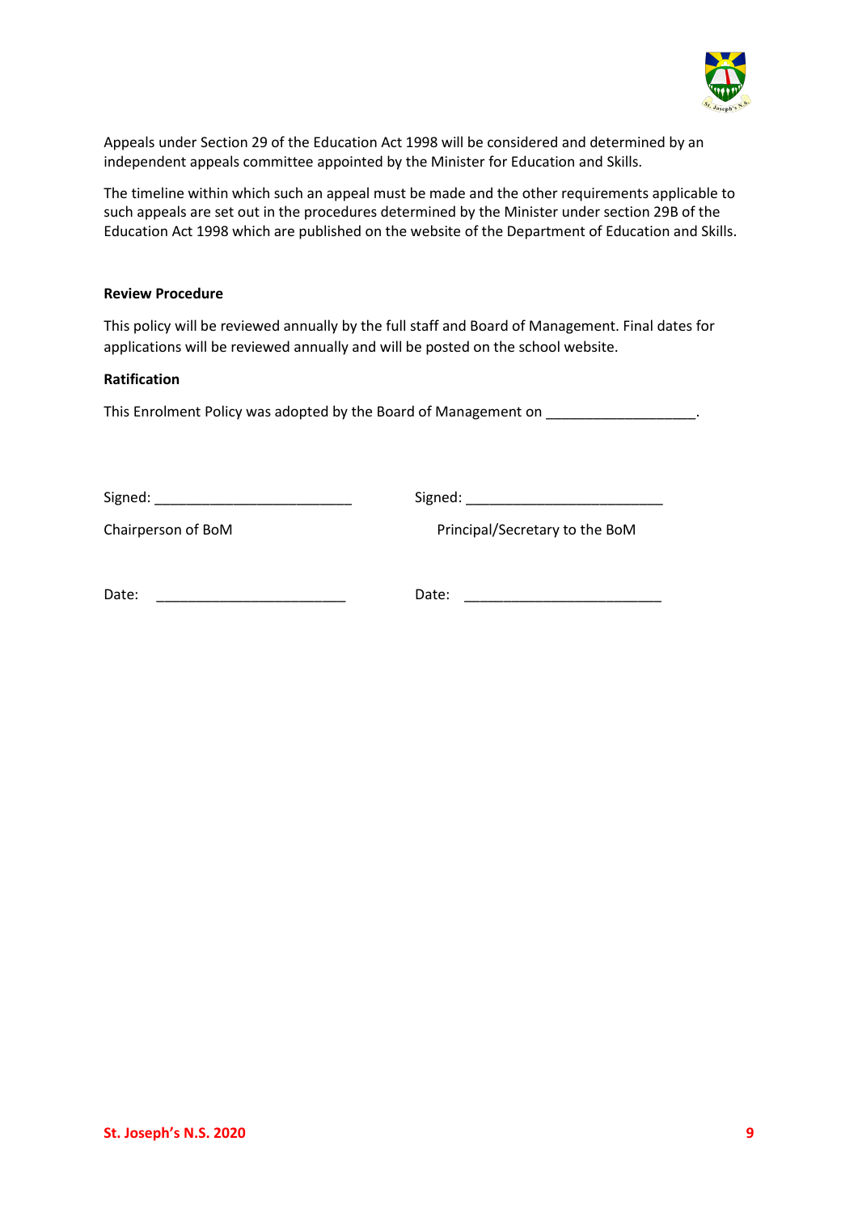Appeals under Section 29 of the Education Act 1998 will be considered and determined by an independent appeals committee appointed by the Minister for Education and Skills.

The timeline within which such an appeal must be made and the other requirements applicable to such appeals are set out in the procedures determined by the Minister under section 29B of the Education Act 1998 which are published on the website of the Department of Education and Skills.

**Review Procedure**

This policy will be reviewed annually by the full staff and Board of Management. Final dates for applications will be reviewed annually and will be posted on the school website.

**Ratification**

This Enrolment Policy was adopted by the Board of Management on ___________________.

Signed: _________________________

Chairperson of BoM

Date: ________________________

Signed: _________________________

Principal/Secretary to the BoM

Date: _________________________